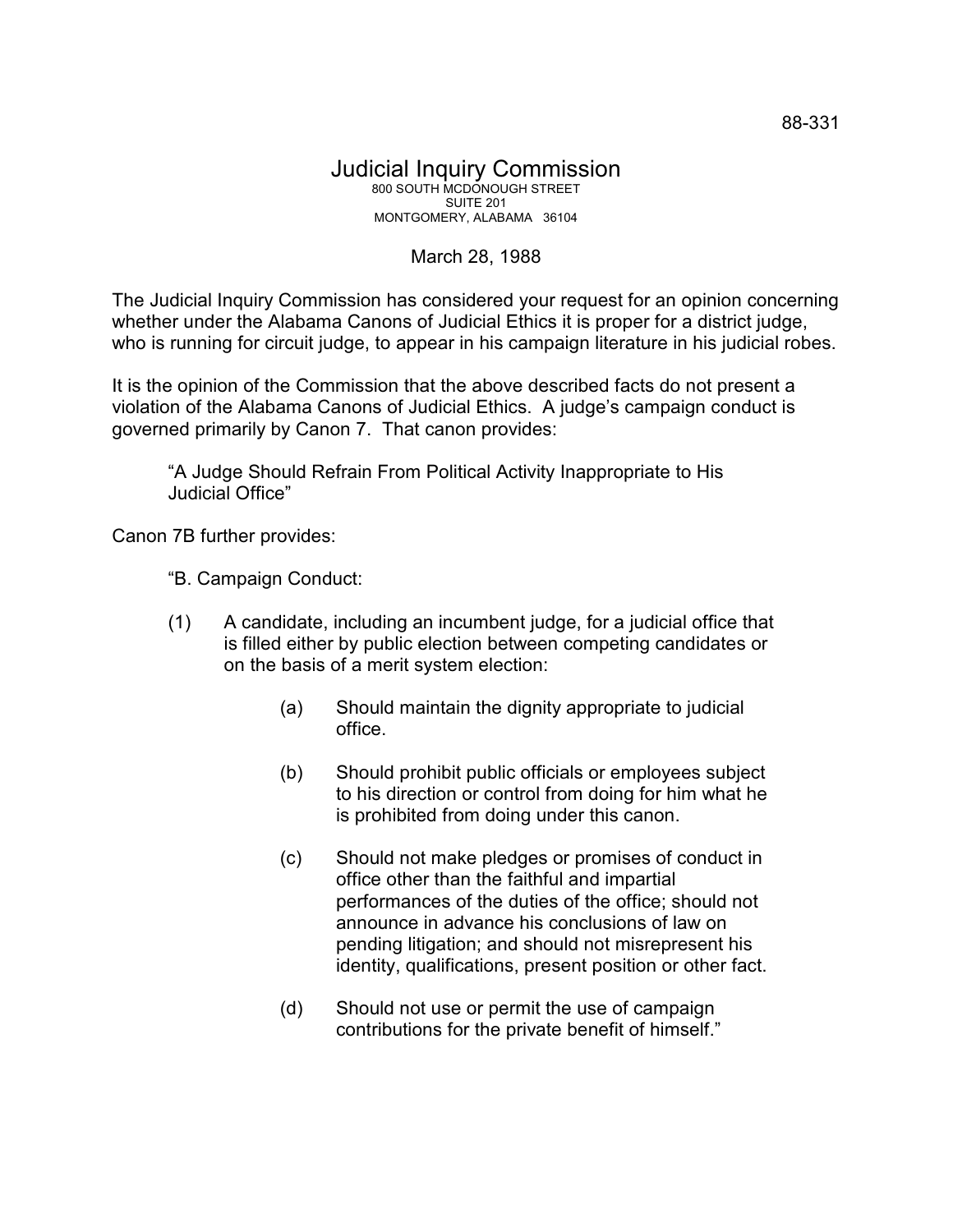88-331

# Judicial Inquiry Commission

800 SOUTH MCDONOUGH STREET
SUITE 201
MONTGOMERY, ALABAMA 36104

March 28, 1988

The Judicial Inquiry Commission has considered your request for an opinion concerning whether under the Alabama Canons of Judicial Ethics it is proper for a district judge, who is running for circuit judge, to appear in his campaign literature in his judicial robes.

It is the opinion of the Commission that the above described facts do not present a violation of the Alabama Canons of Judicial Ethics. A judge's campaign conduct is governed primarily by Canon 7. That canon provides:

> "A Judge Should Refrain From Political Activity Inappropriate to His Judicial Office"

Canon 7B further provides:

> "B. Campaign Conduct:
>
> (1) A candidate, including an incumbent judge, for a judicial office that is filled either by public election between competing candidates or on the basis of a merit system election:
>
> (a) Should maintain the dignity appropriate to judicial office.
>
> (b) Should prohibit public officials or employees subject to his direction or control from doing for him what he is prohibited from doing under this canon.
>
> (c) Should not make pledges or promises of conduct in office other than the faithful and impartial performances of the duties of the office; should not announce in advance his conclusions of law on pending litigation; and should not misrepresent his identity, qualifications, present position or other fact.
>
> (d) Should not use or permit the use of campaign contributions for the private benefit of himself."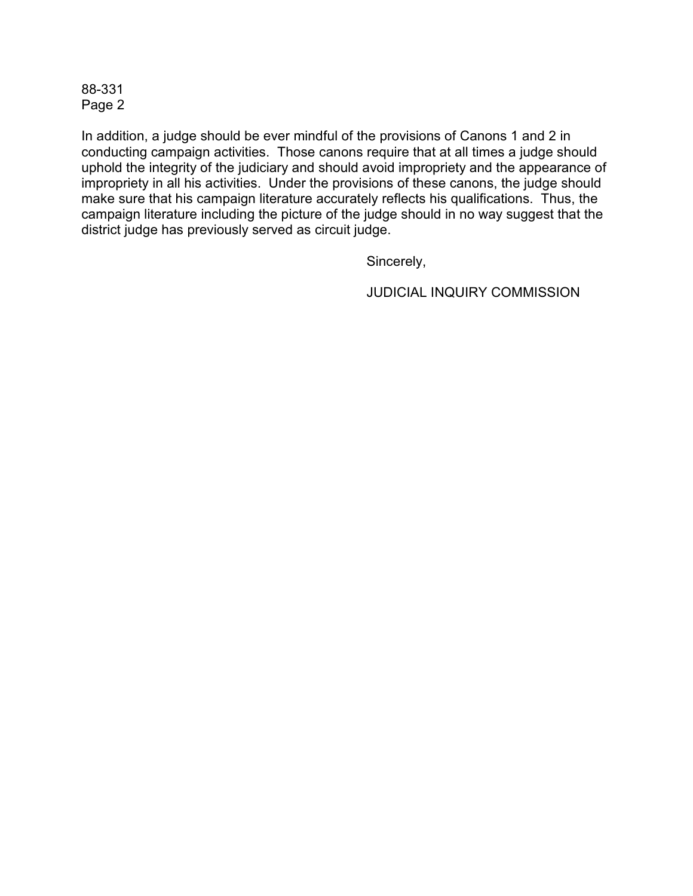In addition, a judge should be ever mindful of the provisions of Canons 1 and 2 in conducting campaign activities. Those canons require that at all times a judge should uphold the integrity of the judiciary and should avoid impropriety and the appearance of impropriety in all his activities. Under the provisions of these canons, the judge should make sure that his campaign literature accurately reflects his qualifications. Thus, the campaign literature including the picture of the judge should in no way suggest that the district judge has previously served as circuit judge.

Sincerely,

JUDICIAL INQUIRY COMMISSION